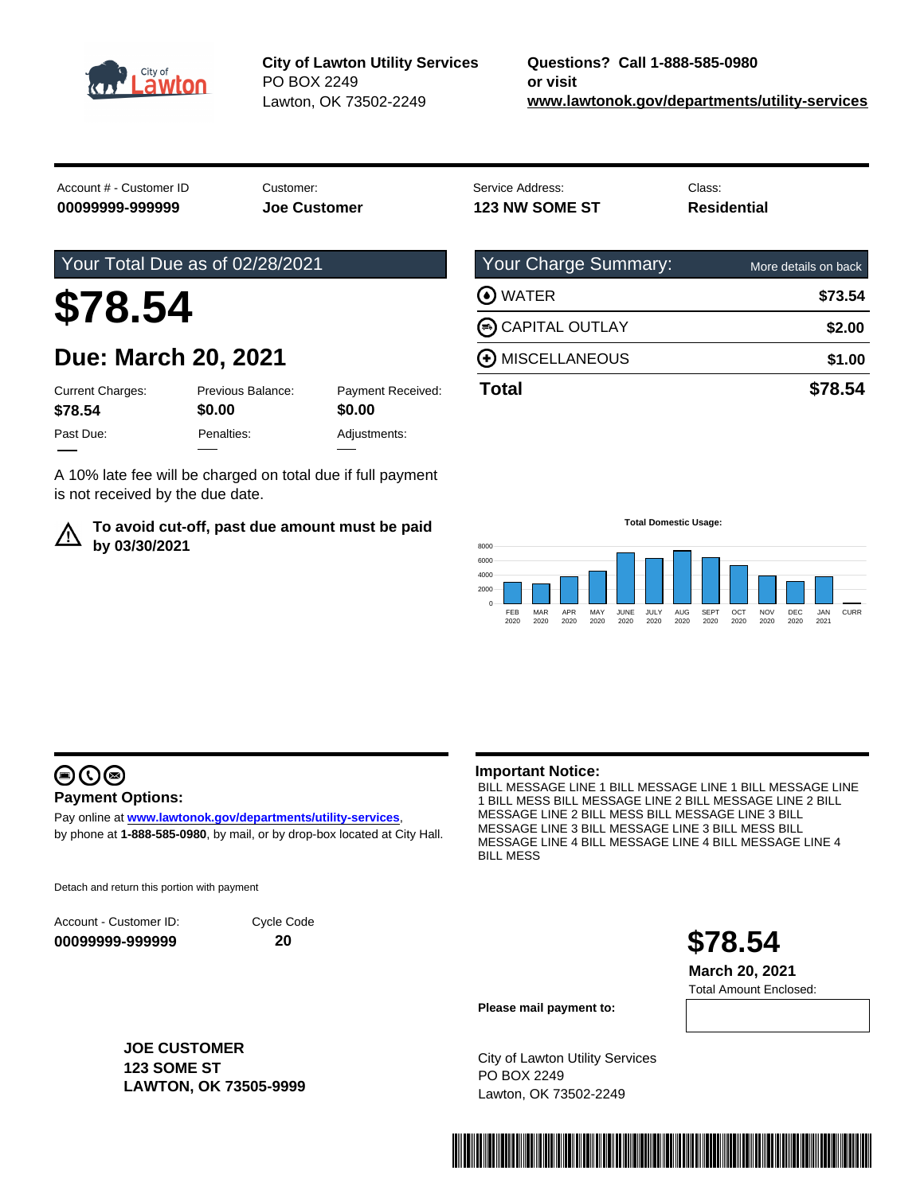**City of Lawton Utility Services**
PO BOX 2249
Lawton, OK 73502-2249

**Questions? Call 1-888-585-0980 or visit www.lawtonok.gov/departments/utility-services**

| Account # - Customer ID | Customer: | Service Address: | Class: |
|---|---|---|---|
| **00099999-999999** | **Joe Customer** | **123 NW SOME ST** | **Residential** |

## Your Total Due as of 02/28/2021

# $78.54

## Due: March 20, 2021

| Current Charges: | Previous Balance: | Payment Received: |
|---|---|---|
| **$78.54** | **$0.00** | **$0.00** |
| **Past Due:** | **Penalties:** | **Adjustments:** |
| — | — | — |

A 10% late fee will be charged on total due if full payment is not received by the due date.

⚠ **To avoid cut-off, past due amount must be paid by 03/30/2021**

## Your Charge Summary:

More details on back

| | |
|---|---|
| WATER | **$73.54** |
| CAPITAL OUTLAY | **$2.00** |
| MISCELLANEOUS | **$1.00** |
| **Total** | **$78.54** |

**Total Domestic Usage:**

| FEB 2020 | MAR 2020 | APR 2020 | MAY 2020 | JUNE 2020 | JULY 2020 | AUG 2020 | SEPT 2020 | OCT 2020 | NOV 2020 | DEC 2020 | JAN 2021 | CURR |
|---|---|---|---|---|---|---|---|---|---|---|---|---|

**Payment Options:**

Pay online at **www.lawtonok.gov/departments/utility-services**, by phone at **1-888-585-0980**, by mail, or by drop-box located at City Hall.

**Important Notice:**

BILL MESSAGE LINE 1 BILL MESSAGE LINE 1 BILL MESSAGE LINE 1 BILL MESS BILL MESSAGE LINE 2 BILL MESSAGE LINE 2 BILL MESSAGE LINE 2 BILL MESS BILL MESSAGE LINE 3 BILL MESSAGE LINE 3 BILL MESSAGE LINE 3 BILL MESS BILL MESSAGE LINE 4 BILL MESSAGE LINE 4 BILL MESSAGE LINE 4 BILL MESS

Detach and return this portion with payment

| Account - Customer ID: | Cycle Code |
|---|---|
| **00099999-999999** | **20** |

# $78.54

**March 20, 2021**

Total Amount Enclosed:

**Please mail payment to:**

**JOE CUSTOMER**
**123 SOME ST**
**LAWTON, OK 73505-9999**

City of Lawton Utility Services
PO BOX 2249
Lawton, OK 73502-2249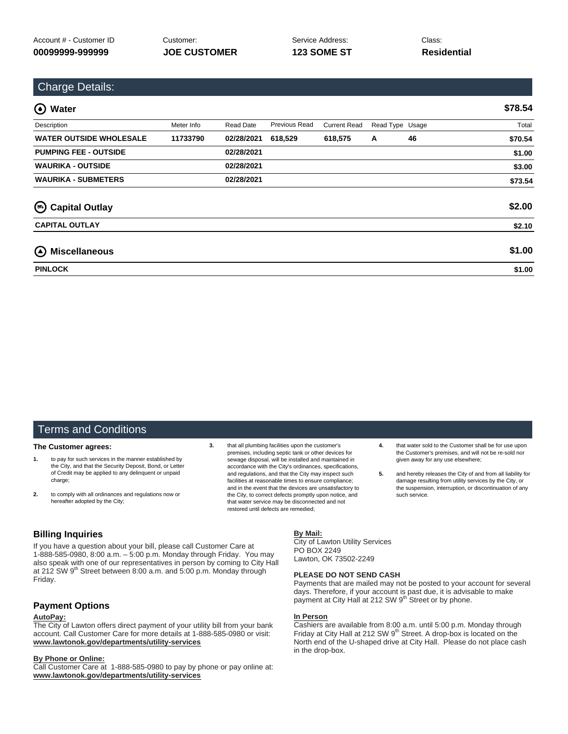| Account # - Customer ID | Customer: | Service Address: | Class: |
|---|---|---|---|
| **00099999-999999** | **JOE CUSTOMER** | **123 SOME ST** | **Residential** |

## Charge Details:

### Water — $78.54

| Description | Meter Info | Read Date | Previous Read | Current Read | Read Type | Usage | Total |
|---|---|---|---|---|---|---|---|
| **WATER OUTSIDE WHOLESALE** | **11733790** | **02/28/2021** | **618,529** | **618,575** | **A** | **46** | **$70.54** |
| **PUMPING FEE - OUTSIDE** | | **02/28/2021** | | | | | **$1.00** |
| **WAURIKA - OUTSIDE** | | **02/28/2021** | | | | | **$3.00** |
| **WAURIKA - SUBMETERS** | | **02/28/2021** | | | | | **$73.54** |

### Capital Outlay — $2.00

| | |
|---|---|
| **CAPITAL OUTLAY** | **$2.10** |

### Miscellaneous — $1.00

| | |
|---|---|
| **PINLOCK** | **$1.00** |

## Terms and Conditions

**The Customer agrees:**

1. to pay for such services in the manner established by the City, and that the Security Deposit, Bond, or Letter of Credit may be applied to any delinquent or unpaid charge;
2. to comply with all ordinances and regulations now or hereafter adopted by the City;
3. that all plumbing facilities upon the customer's premises, including septic tank or other devices for sewage disposal, will be installed and maintained in accordance with the City's ordinances, specifications, and regulations, and that the City may inspect such facilities at reasonable times to ensure compliance; and in the event that the devices are unsatisfactory to the City, to correct defects promptly upon notice, and that water service may be disconnected and not restored until defects are remedied;
4. that water sold to the Customer shall be for use upon the Customer's premises, and will not be re-sold nor given away for any use elsewhere;
5. and hereby releases the City of and from all liability for damage resulting from utility services by the City, or the suspension, interruption, or discontinuation of any such service.

### Billing Inquiries

If you have a question about your bill, please call Customer Care at 1-888-585-0980, 8:00 a.m. – 5:00 p.m. Monday through Friday. You may also speak with one of our representatives in person by coming to City Hall at 212 SW 9th Street between 8:00 a.m. and 5:00 p.m. Monday through Friday.

### Payment Options

**AutoPay:**

The City of Lawton offers direct payment of your utility bill from your bank account. Call Customer Care for more details at 1-888-585-0980 or visit: **www.lawtonok.gov/departments/utility-services**

**By Phone or Online:**

Call Customer Care at 1-888-585-0980 to pay by phone or pay online at: **www.lawtonok.gov/departments/utility-services**

**By Mail:**

City of Lawton Utility Services
PO BOX 2249
Lawton, OK 73502-2249

**PLEASE DO NOT SEND CASH**

Payments that are mailed may not be posted to your account for several days. Therefore, if your account is past due, it is advisable to make payment at City Hall at 212 SW 9th Street or by phone.

**In Person**

Cashiers are available from 8:00 a.m. until 5:00 p.m. Monday through Friday at City Hall at 212 SW 9th Street. A drop-box is located on the North end of the U-shaped drive at City Hall. Please do not place cash in the drop-box.